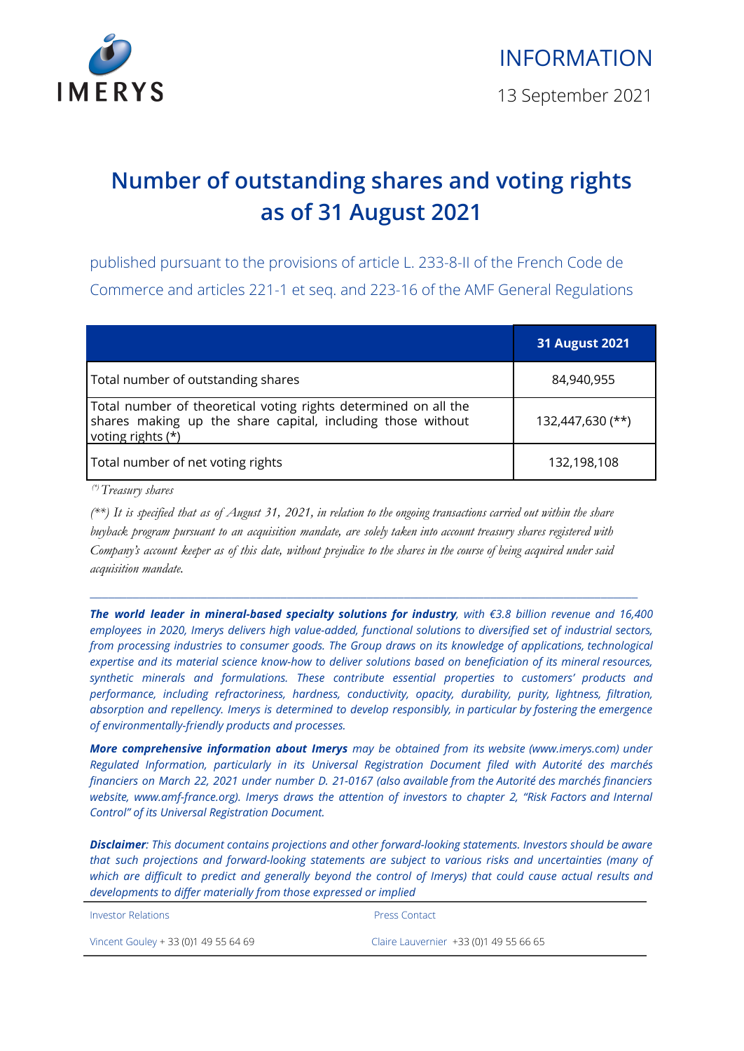IMERYS

INFORMATION

13 September 2021

# Number of outstanding shares and voting rights as of 31 August 2021

published pursuant to the provisions of article L. 233-8-II of the French Code de Commerce and articles 221-1 et seq. and 223-16 of the AMF General Regulations

| | 31 August 2021 |
|---|---|
| Total number of outstanding shares | 84,940,955 |
| Total number of theoretical voting rights determined on all the shares making up the share capital, including those without voting rights (*) | 132,447,630 (**) |
| Total number of net voting rights | 132,198,108 |

*(\*) Treasury shares*

*(\*\*) It is specified that as of August 31, 2021, in relation to the ongoing transactions carried out within the share buyback program pursuant to an acquisition mandate, are solely taken into account treasury shares registered with Company's account keeper as of this date, without prejudice to the shares in the course of being acquired under said acquisition mandate.*

---

***The world leader in mineral-based specialty solutions for industry****, with €3.8 billion revenue and 16,400 employees in 2020, Imerys delivers high value-added, functional solutions to diversified set of industrial sectors, from processing industries to consumer goods. The Group draws on its knowledge of applications, technological expertise and its material science know-how to deliver solutions based on beneficiation of its mineral resources, synthetic minerals and formulations. These contribute essential properties to customers' products and performance, including refractoriness, hardness, conductivity, opacity, durability, purity, lightness, filtration, absorption and repellency. Imerys is determined to develop responsibly, in particular by fostering the emergence of environmentally-friendly products and processes.*

***More comprehensive information about Imerys*** *may be obtained from its website (www.imerys.com) under Regulated Information, particularly in its Universal Registration Document filed with Autorité des marchés financiers on March 22, 2021 under number D. 21-0167 (also available from the Autorité des marchés financiers website, www.amf-france.org). Imerys draws the attention of investors to chapter 2, "Risk Factors and Internal Control" of its Universal Registration Document.*

***Disclaimer****: This document contains projections and other forward-looking statements. Investors should be aware that such projections and forward-looking statements are subject to various risks and uncertainties (many of which are difficult to predict and generally beyond the control of Imerys) that could cause actual results and developments to differ materially from those expressed or implied*

Investor Relations

Vincent Gouley + 33 (0)1 49 55 64 69

Press Contact

Claire Lauvernier +33 (0)1 49 55 66 65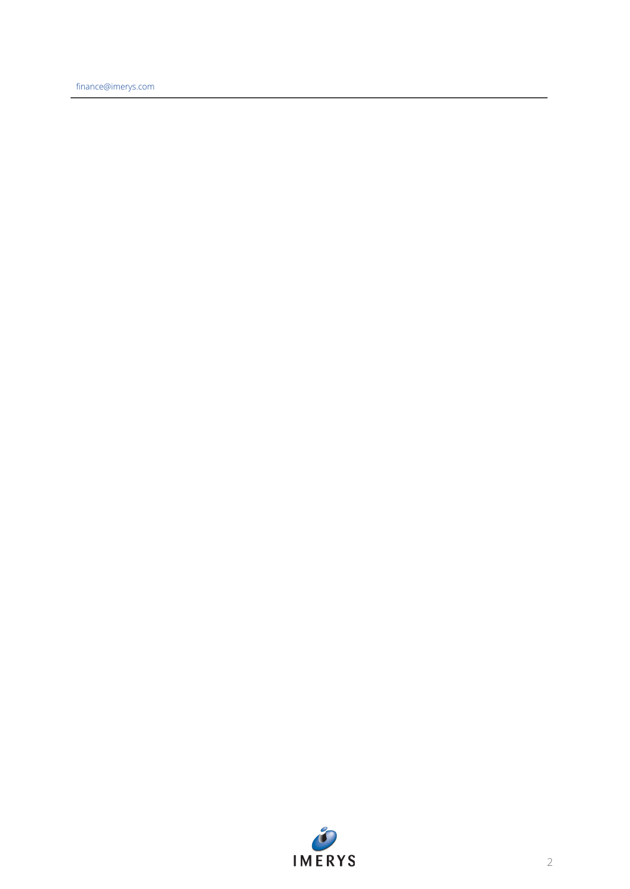finance@imerys.com